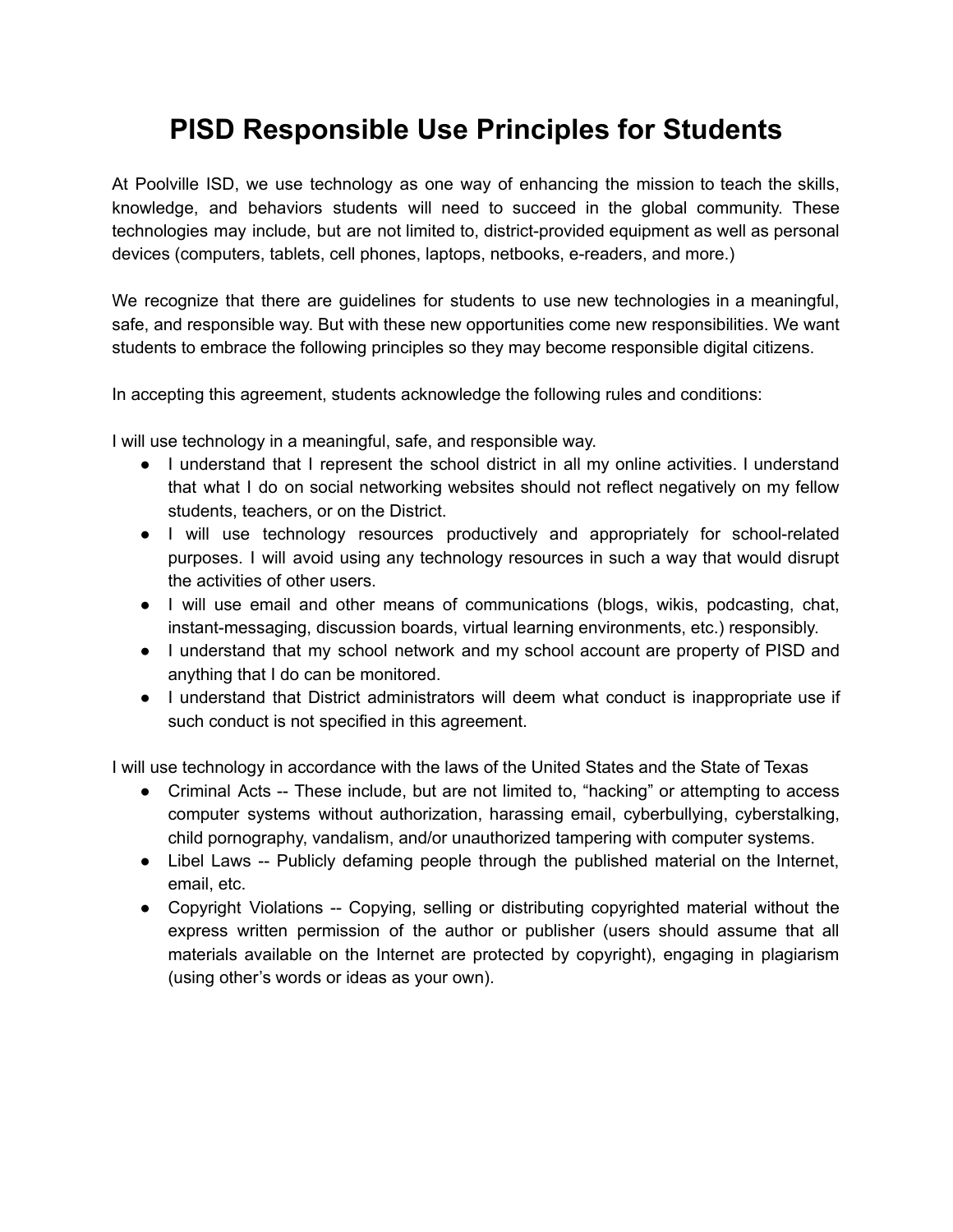# PISD Responsible Use Principles for Students

At Poolville ISD, we use technology as one way of enhancing the mission to teach the skills, knowledge, and behaviors students will need to succeed in the global community. These technologies may include, but are not limited to, district-provided equipment as well as personal devices (computers, tablets, cell phones, laptops, netbooks, e-readers, and more.)

We recognize that there are guidelines for students to use new technologies in a meaningful, safe, and responsible way. But with these new opportunities come new responsibilities. We want students to embrace the following principles so they may become responsible digital citizens.

In accepting this agreement, students acknowledge the following rules and conditions:

I will use technology in a meaningful, safe, and responsible way.

- I understand that I represent the school district in all my online activities. I understand that what I do on social networking websites should not reflect negatively on my fellow students, teachers, or on the District.
- I will use technology resources productively and appropriately for school-related purposes. I will avoid using any technology resources in such a way that would disrupt the activities of other users.
- I will use email and other means of communications (blogs, wikis, podcasting, chat, instant-messaging, discussion boards, virtual learning environments, etc.) responsibly.
- I understand that my school network and my school account are property of PISD and anything that I do can be monitored.
- I understand that District administrators will deem what conduct is inappropriate use if such conduct is not specified in this agreement.

I will use technology in accordance with the laws of the United States and the State of Texas

- Criminal Acts -- These include, but are not limited to, "hacking" or attempting to access computer systems without authorization, harassing email, cyberbullying, cyberstalking, child pornography, vandalism, and/or unauthorized tampering with computer systems.
- Libel Laws -- Publicly defaming people through the published material on the Internet, email, etc.
- Copyright Violations -- Copying, selling or distributing copyrighted material without the express written permission of the author or publisher (users should assume that all materials available on the Internet are protected by copyright), engaging in plagiarism (using other's words or ideas as your own).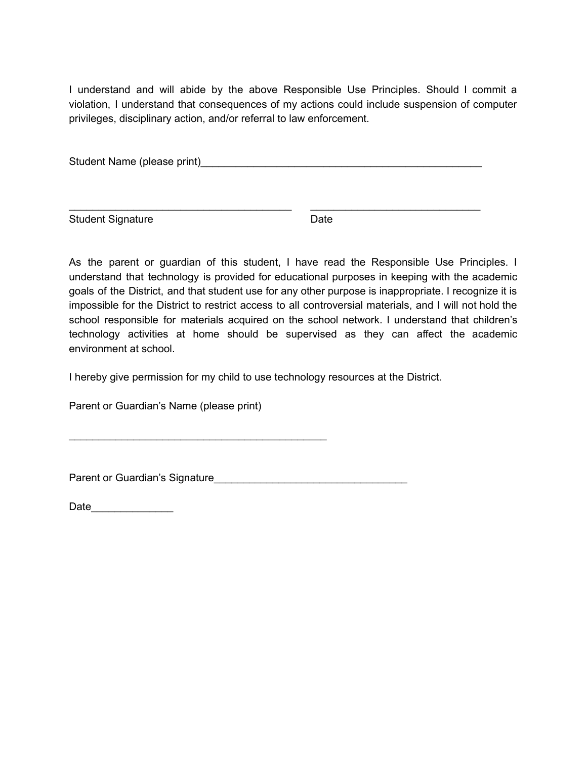I understand and will abide by the above Responsible Use Principles. Should I commit a violation, I understand that consequences of my actions could include suspension of computer privileges, disciplinary action, and/or referral to law enforcement.

Student Name (please print)___________________________________________________

________________________________________ ______________________________

Student Signature Date

As the parent or guardian of this student, I have read the Responsible Use Principles. I understand that technology is provided for educational purposes in keeping with the academic goals of the District, and that student use for any other purpose is inappropriate. I recognize it is impossible for the District to restrict access to all controversial materials, and I will not hold the school responsible for materials acquired on the school network. I understand that children's technology activities at home should be supervised as they can affect the academic environment at school.

I hereby give permission for my child to use technology resources at the District.

Parent or Guardian's Name (please print)

______________________________________________

Parent or Guardian's Signature__________________________________

Date______________